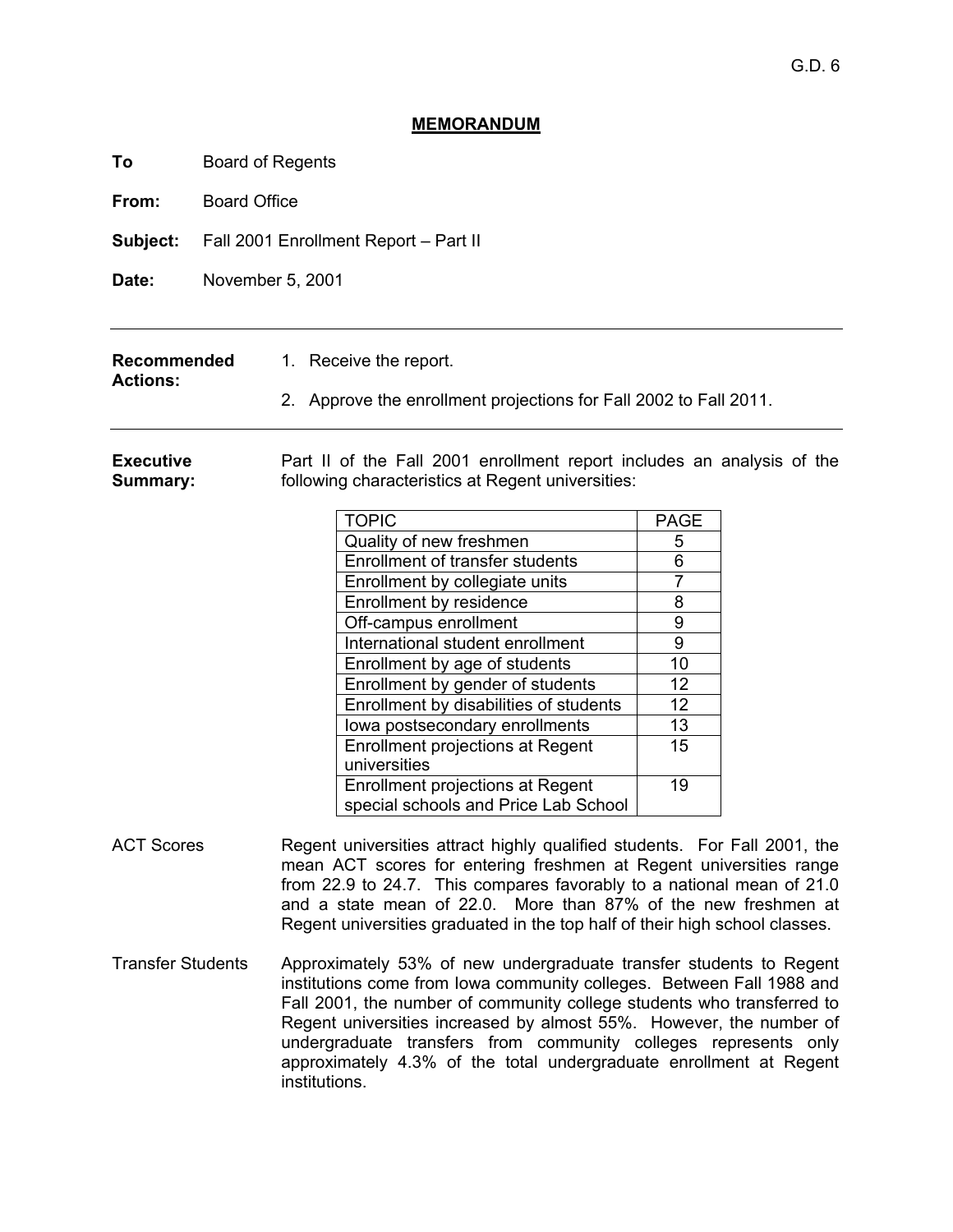G.D. 6

# MEMORANDUM

**To** Board of Regents

**From:** Board Office

**Subject:** Fall 2001 Enrollment Report – Part II

**Date:** November 5, 2001

---

**Recommended Actions:**

1. Receive the report.
2. Approve the enrollment projections for Fall 2002 to Fall 2011.

---

**Executive Summary:** Part II of the Fall 2001 enrollment report includes an analysis of the following characteristics at Regent universities:

| TOPIC | PAGE |
|---|---|
| Quality of new freshmen | 5 |
| Enrollment of transfer students | 6 |
| Enrollment by collegiate units | 7 |
| Enrollment by residence | 8 |
| Off-campus enrollment | 9 |
| International student enrollment | 9 |
| Enrollment by age of students | 10 |
| Enrollment by gender of students | 12 |
| Enrollment by disabilities of students | 12 |
| Iowa postsecondary enrollments | 13 |
| Enrollment projections at Regent universities | 15 |
| Enrollment projections at Regent special schools and Price Lab School | 19 |

ACT Scores: Regent universities attract highly qualified students. For Fall 2001, the mean ACT scores for entering freshmen at Regent universities range from 22.9 to 24.7. This compares favorably to a national mean of 21.0 and a state mean of 22.0. More than 87% of the new freshmen at Regent universities graduated in the top half of their high school classes.

Transfer Students: Approximately 53% of new undergraduate transfer students to Regent institutions come from Iowa community colleges. Between Fall 1988 and Fall 2001, the number of community college students who transferred to Regent universities increased by almost 55%. However, the number of undergraduate transfers from community colleges represents only approximately 4.3% of the total undergraduate enrollment at Regent institutions.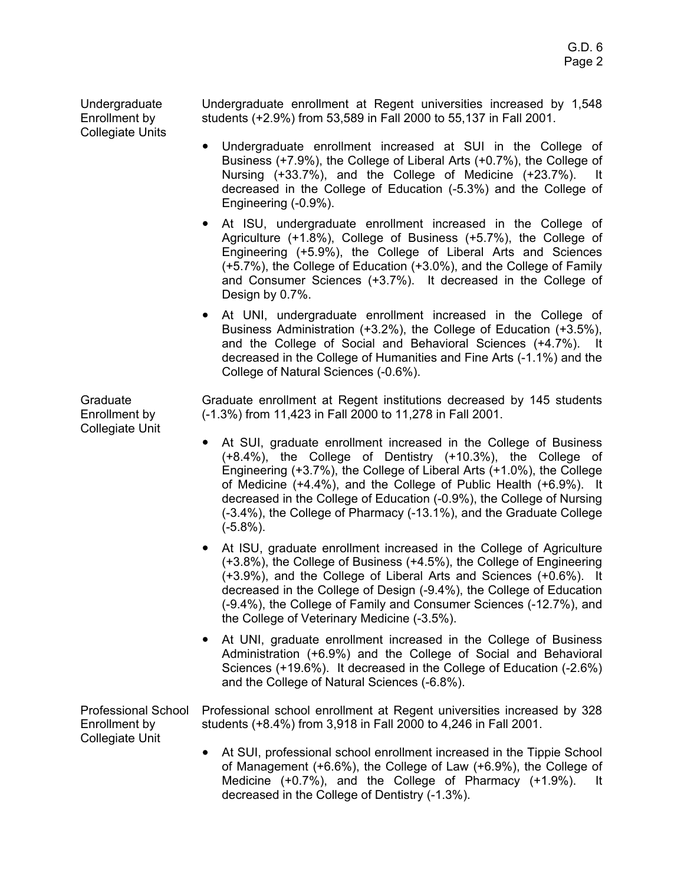### Undergraduate Enrollment by Collegiate Units

Undergraduate enrollment at Regent universities increased by 1,548 students (+2.9%) from 53,589 in Fall 2000 to 55,137 in Fall 2001.

- Undergraduate enrollment increased at SUI in the College of Business (+7.9%), the College of Liberal Arts (+0.7%), the College of Nursing (+33.7%), and the College of Medicine (+23.7%). It decreased in the College of Education (-5.3%) and the College of Engineering (-0.9%).
- At ISU, undergraduate enrollment increased in the College of Agriculture (+1.8%), College of Business (+5.7%), the College of Engineering (+5.9%), the College of Liberal Arts and Sciences (+5.7%), the College of Education (+3.0%), and the College of Family and Consumer Sciences (+3.7%). It decreased in the College of Design by 0.7%.
- At UNI, undergraduate enrollment increased in the College of Business Administration (+3.2%), the College of Education (+3.5%), and the College of Social and Behavioral Sciences (+4.7%). It decreased in the College of Humanities and Fine Arts (-1.1%) and the College of Natural Sciences (-0.6%).

### Graduate Enrollment by Collegiate Unit

Graduate enrollment at Regent institutions decreased by 145 students (-1.3%) from 11,423 in Fall 2000 to 11,278 in Fall 2001.

- At SUI, graduate enrollment increased in the College of Business (+8.4%), the College of Dentistry (+10.3%), the College of Engineering (+3.7%), the College of Liberal Arts (+1.0%), the College of Medicine (+4.4%), and the College of Public Health (+6.9%). It decreased in the College of Education (-0.9%), the College of Nursing (-3.4%), the College of Pharmacy (-13.1%), and the Graduate College (-5.8%).
- At ISU, graduate enrollment increased in the College of Agriculture (+3.8%), the College of Business (+4.5%), the College of Engineering (+3.9%), and the College of Liberal Arts and Sciences (+0.6%). It decreased in the College of Design (-9.4%), the College of Education (-9.4%), the College of Family and Consumer Sciences (-12.7%), and the College of Veterinary Medicine (-3.5%).
- At UNI, graduate enrollment increased in the College of Business Administration (+6.9%) and the College of Social and Behavioral Sciences (+19.6%). It decreased in the College of Education (-2.6%) and the College of Natural Sciences (-6.8%).

### Professional School Enrollment by Collegiate Unit

Professional school enrollment at Regent universities increased by 328 students (+8.4%) from 3,918 in Fall 2000 to 4,246 in Fall 2001.

- At SUI, professional school enrollment increased in the Tippie School of Management (+6.6%), the College of Law (+6.9%), the College of Medicine (+0.7%), and the College of Pharmacy (+1.9%). It decreased in the College of Dentistry (-1.3%).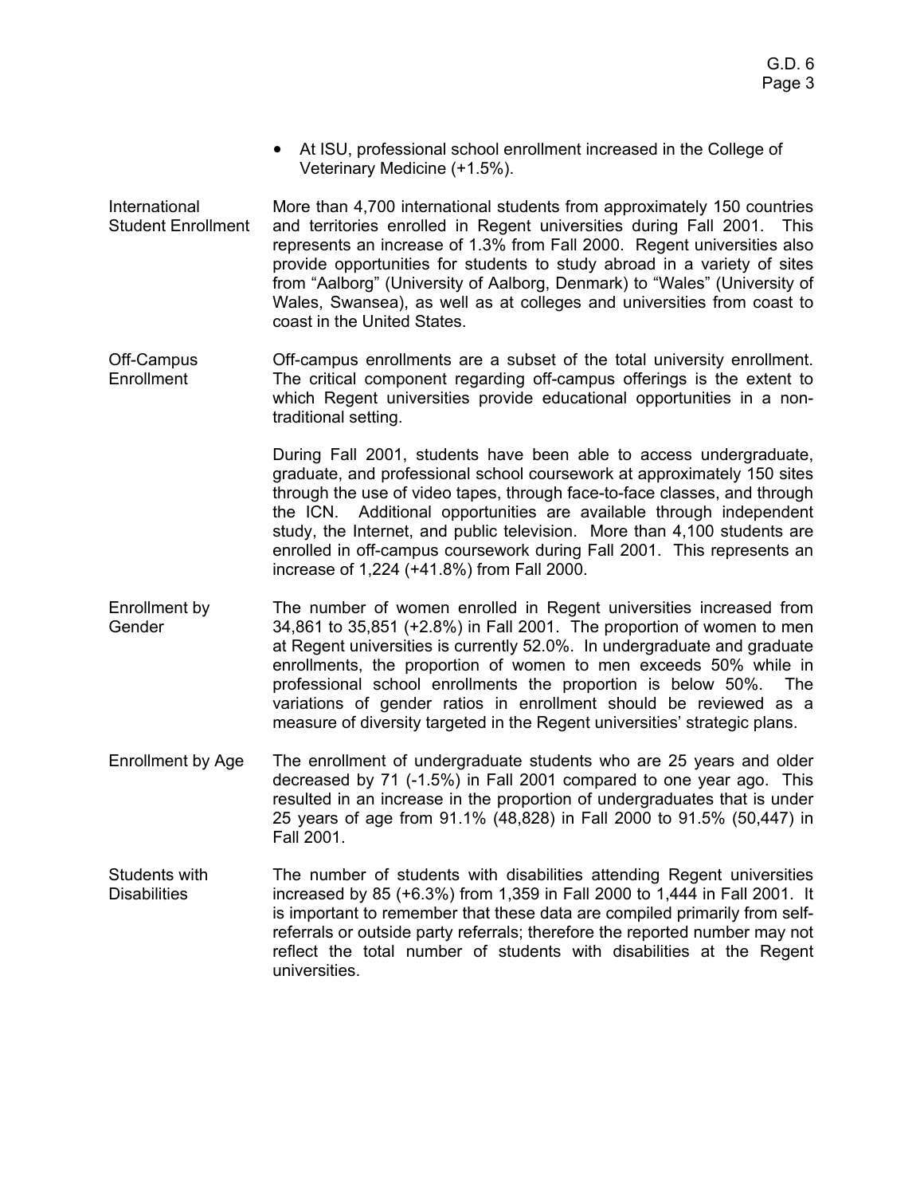- At ISU, professional school enrollment increased in the College of Veterinary Medicine (+1.5%).

**International Student Enrollment**

More than 4,700 international students from approximately 150 countries and territories enrolled in Regent universities during Fall 2001. This represents an increase of 1.3% from Fall 2000. Regent universities also provide opportunities for students to study abroad in a variety of sites from "Aalborg" (University of Aalborg, Denmark) to "Wales" (University of Wales, Swansea), as well as at colleges and universities from coast to coast in the United States.

**Off-Campus Enrollment**

Off-campus enrollments are a subset of the total university enrollment. The critical component regarding off-campus offerings is the extent to which Regent universities provide educational opportunities in a non-traditional setting.

During Fall 2001, students have been able to access undergraduate, graduate, and professional school coursework at approximately 150 sites through the use of video tapes, through face-to-face classes, and through the ICN. Additional opportunities are available through independent study, the Internet, and public television. More than 4,100 students are enrolled in off-campus coursework during Fall 2001. This represents an increase of 1,224 (+41.8%) from Fall 2000.

**Enrollment by Gender**

The number of women enrolled in Regent universities increased from 34,861 to 35,851 (+2.8%) in Fall 2001. The proportion of women to men at Regent universities is currently 52.0%. In undergraduate and graduate enrollments, the proportion of women to men exceeds 50% while in professional school enrollments the proportion is below 50%. The variations of gender ratios in enrollment should be reviewed as a measure of diversity targeted in the Regent universities' strategic plans.

**Enrollment by Age**

The enrollment of undergraduate students who are 25 years and older decreased by 71 (-1.5%) in Fall 2001 compared to one year ago. This resulted in an increase in the proportion of undergraduates that is under 25 years of age from 91.1% (48,828) in Fall 2000 to 91.5% (50,447) in Fall 2001.

**Students with Disabilities**

The number of students with disabilities attending Regent universities increased by 85 (+6.3%) from 1,359 in Fall 2000 to 1,444 in Fall 2001. It is important to remember that these data are compiled primarily from self-referrals or outside party referrals; therefore the reported number may not reflect the total number of students with disabilities at the Regent universities.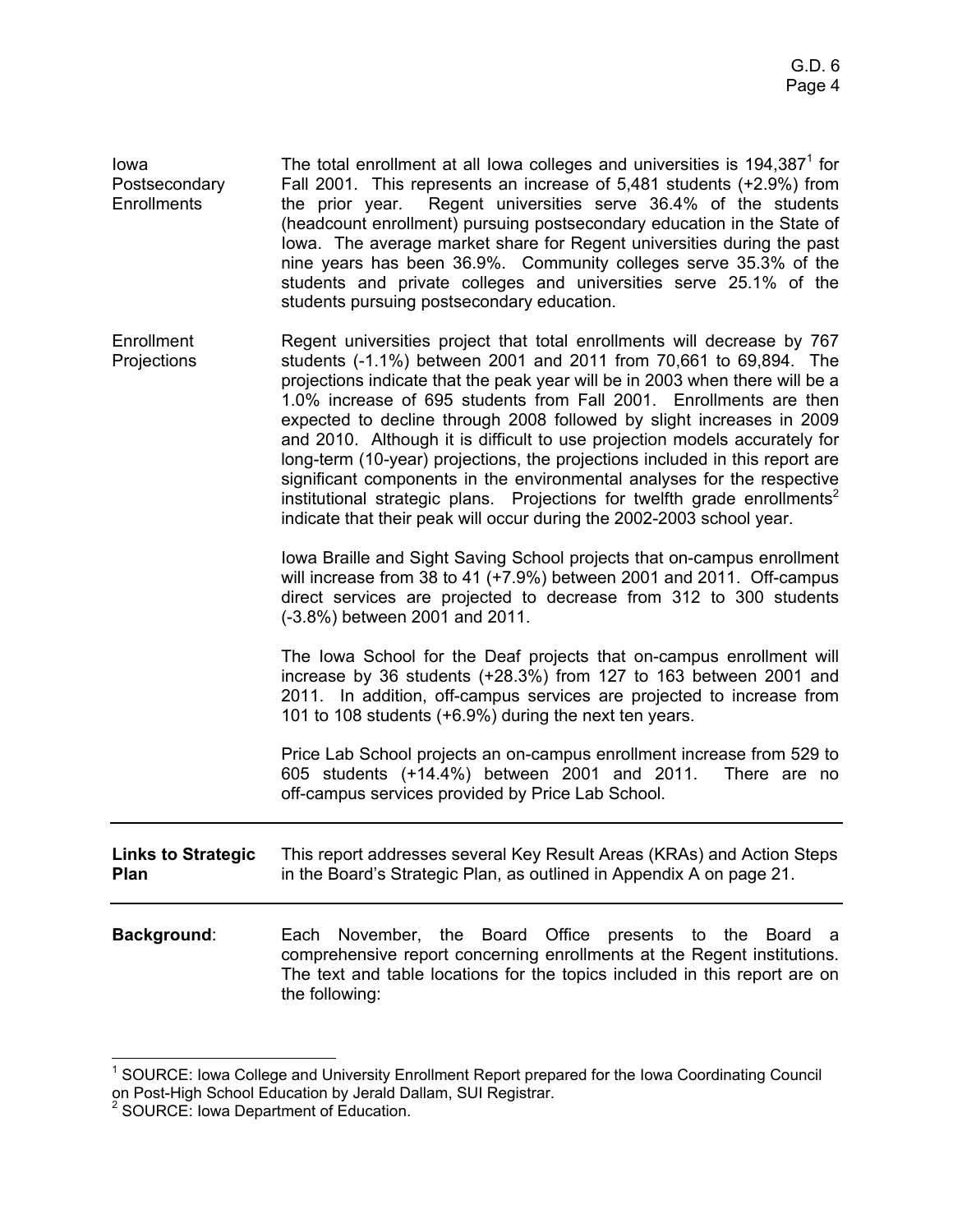**Iowa Postsecondary Enrollments**

The total enrollment at all Iowa colleges and universities is 194,387[1] for Fall 2001. This represents an increase of 5,481 students (+2.9%) from the prior year. Regent universities serve 36.4% of the students (headcount enrollment) pursuing postsecondary education in the State of Iowa. The average market share for Regent universities during the past nine years has been 36.9%. Community colleges serve 35.3% of the students and private colleges and universities serve 25.1% of the students pursuing postsecondary education.

**Enrollment Projections**

Regent universities project that total enrollments will decrease by 767 students (-1.1%) between 2001 and 2011 from 70,661 to 69,894. The projections indicate that the peak year will be in 2003 when there will be a 1.0% increase of 695 students from Fall 2001. Enrollments are then expected to decline through 2008 followed by slight increases in 2009 and 2010. Although it is difficult to use projection models accurately for long-term (10-year) projections, the projections included in this report are significant components in the environmental analyses for the respective institutional strategic plans. Projections for twelfth grade enrollments[2] indicate that their peak will occur during the 2002-2003 school year.

Iowa Braille and Sight Saving School projects that on-campus enrollment will increase from 38 to 41 (+7.9%) between 2001 and 2011. Off-campus direct services are projected to decrease from 312 to 300 students (-3.8%) between 2001 and 2011.

The Iowa School for the Deaf projects that on-campus enrollment will increase by 36 students (+28.3%) from 127 to 163 between 2001 and 2011. In addition, off-campus services are projected to increase from 101 to 108 students (+6.9%) during the next ten years.

Price Lab School projects an on-campus enrollment increase from 529 to 605 students (+14.4%) between 2001 and 2011. There are no off-campus services provided by Price Lab School.

---

**Links to Strategic Plan**

This report addresses several Key Result Areas (KRAs) and Action Steps in the Board's Strategic Plan, as outlined in Appendix A on page 21.

---

**Background**:

Each November, the Board Office presents to the Board a comprehensive report concerning enrollments at the Regent institutions. The text and table locations for the topics included in this report are on the following:

---

[1] SOURCE: Iowa College and University Enrollment Report prepared for the Iowa Coordinating Council on Post-High School Education by Jerald Dallam, SUI Registrar.

[2] SOURCE: Iowa Department of Education.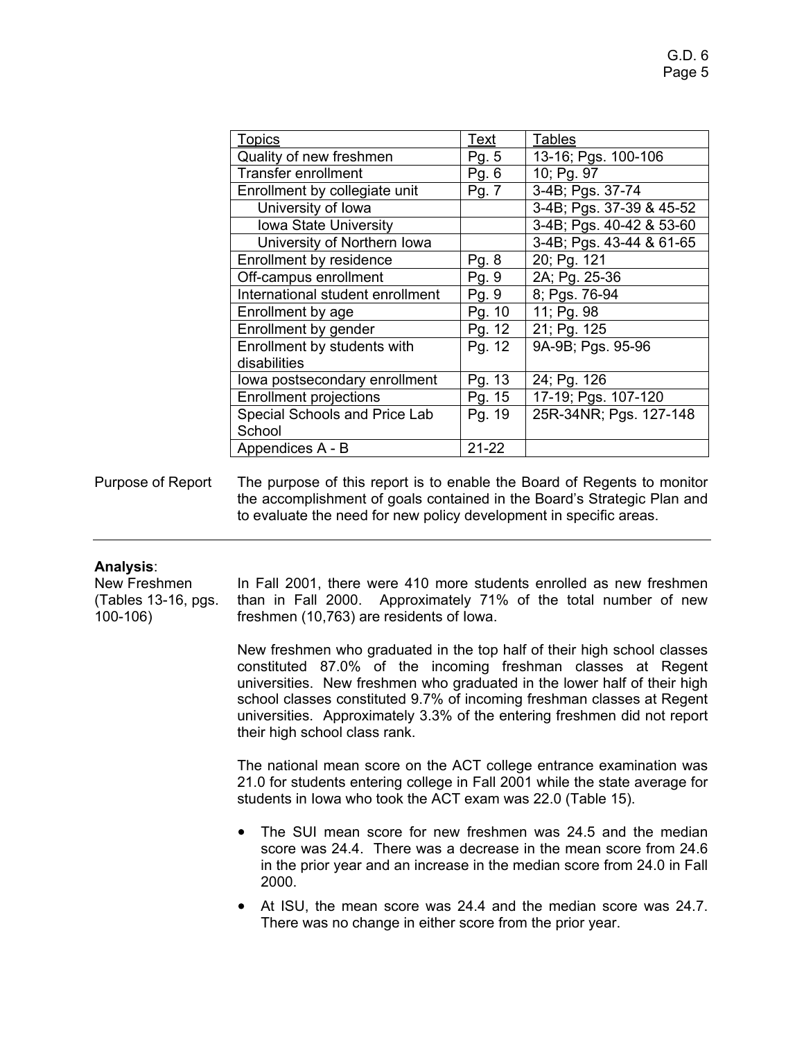| Topics | Text | Tables |
|---|---|---|
| Quality of new freshmen | Pg. 5 | 13-16; Pgs. 100-106 |
| Transfer enrollment | Pg. 6 | 10; Pg. 97 |
| Enrollment by collegiate unit | Pg. 7 | 3-4B; Pgs. 37-74 |
| University of Iowa | | 3-4B; Pgs. 37-39 & 45-52 |
| Iowa State University | | 3-4B; Pgs. 40-42 & 53-60 |
| University of Northern Iowa | | 3-4B; Pgs. 43-44 & 61-65 |
| Enrollment by residence | Pg. 8 | 20; Pg. 121 |
| Off-campus enrollment | Pg. 9 | 2A; Pg. 25-36 |
| International student enrollment | Pg. 9 | 8; Pgs. 76-94 |
| Enrollment by age | Pg. 10 | 11; Pg. 98 |
| Enrollment by gender | Pg. 12 | 21; Pg. 125 |
| Enrollment by students with disabilities | Pg. 12 | 9A-9B; Pgs. 95-96 |
| Iowa postsecondary enrollment | Pg. 13 | 24; Pg. 126 |
| Enrollment projections | Pg. 15 | 17-19; Pgs. 107-120 |
| Special Schools and Price Lab School | Pg. 19 | 25R-34NR; Pgs. 127-148 |
| Appendices A - B | 21-22 | |

Purpose of Report

The purpose of this report is to enable the Board of Regents to monitor the accomplishment of goals contained in the Board's Strategic Plan and to evaluate the need for new policy development in specific areas.

---

**Analysis**:

New Freshmen (Tables 13-16, pgs. 100-106)

In Fall 2001, there were 410 more students enrolled as new freshmen than in Fall 2000. Approximately 71% of the total number of new freshmen (10,763) are residents of Iowa.

New freshmen who graduated in the top half of their high school classes constituted 87.0% of the incoming freshman classes at Regent universities. New freshmen who graduated in the lower half of their high school classes constituted 9.7% of incoming freshman classes at Regent universities. Approximately 3.3% of the entering freshmen did not report their high school class rank.

The national mean score on the ACT college entrance examination was 21.0 for students entering college in Fall 2001 while the state average for students in Iowa who took the ACT exam was 22.0 (Table 15).

- The SUI mean score for new freshmen was 24.5 and the median score was 24.4. There was a decrease in the mean score from 24.6 in the prior year and an increase in the median score from 24.0 in Fall 2000.
- At ISU, the mean score was 24.4 and the median score was 24.7. There was no change in either score from the prior year.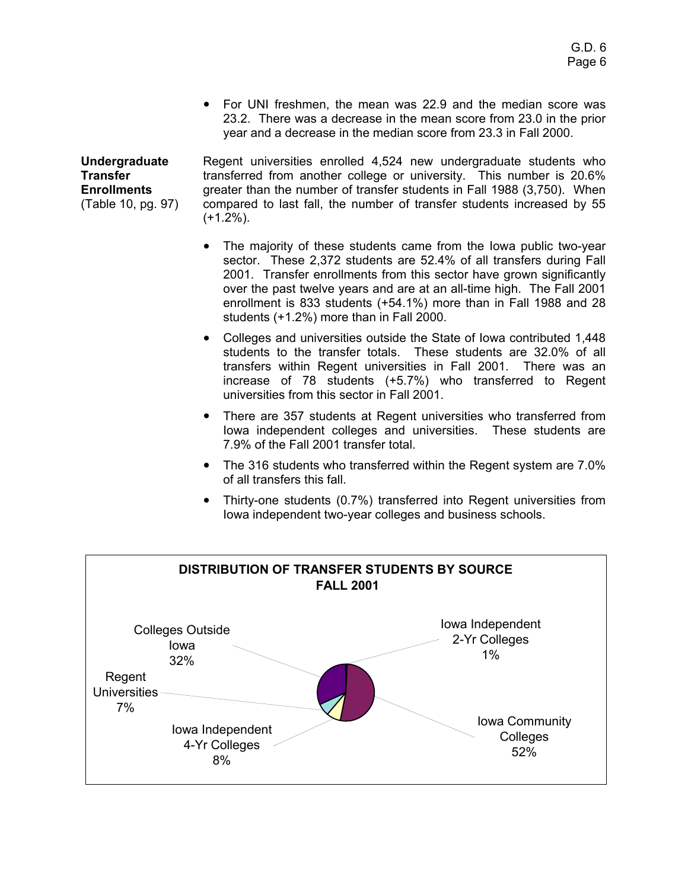- For UNI freshmen, the mean was 22.9 and the median score was 23.2. There was a decrease in the mean score from 23.0 in the prior year and a decrease in the median score from 23.3 in Fall 2000.

**Undergraduate Transfer Enrollments** (Table 10, pg. 97)

Regent universities enrolled 4,524 new undergraduate students who transferred from another college or university. This number is 20.6% greater than the number of transfer students in Fall 1988 (3,750). When compared to last fall, the number of transfer students increased by 55 (+1.2%).

- The majority of these students came from the Iowa public two-year sector. These 2,372 students are 52.4% of all transfers during Fall 2001. Transfer enrollments from this sector have grown significantly over the past twelve years and are at an all-time high. The Fall 2001 enrollment is 833 students (+54.1%) more than in Fall 1988 and 28 students (+1.2%) more than in Fall 2000.
- Colleges and universities outside the State of Iowa contributed 1,448 students to the transfer totals. These students are 32.0% of all transfers within Regent universities in Fall 2001. There was an increase of 78 students (+5.7%) who transferred to Regent universities from this sector in Fall 2001.
- There are 357 students at Regent universities who transferred from Iowa independent colleges and universities. These students are 7.9% of the Fall 2001 transfer total.
- The 316 students who transferred within the Regent system are 7.0% of all transfers this fall.
- Thirty-one students (0.7%) transferred into Regent universities from Iowa independent two-year colleges and business schools.

**DISTRIBUTION OF TRANSFER STUDENTS BY SOURCE FALL 2001**

| Source | Percent |
|---|---|
| Iowa Community Colleges | 52% |
| Colleges Outside Iowa | 32% |
| Iowa Independent 4-Yr Colleges | 8% |
| Regent Universities | 7% |
| Iowa Independent 2-Yr Colleges | 1% |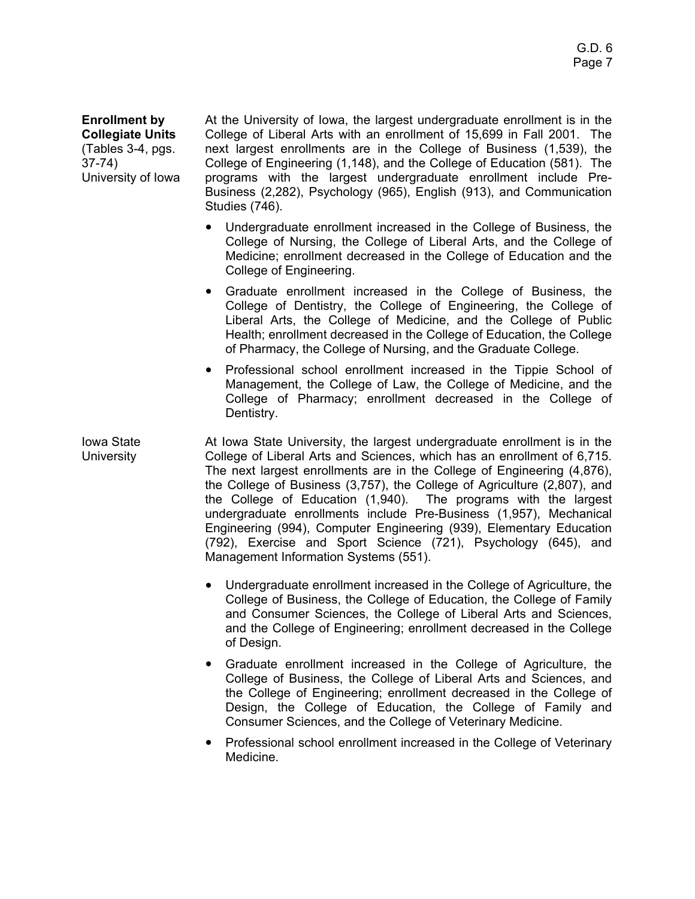**Enrollment by Collegiate Units** (Tables 3-4, pgs. 37-74)

**University of Iowa**

At the University of Iowa, the largest undergraduate enrollment is in the College of Liberal Arts with an enrollment of 15,699 in Fall 2001. The next largest enrollments are in the College of Business (1,539), the College of Engineering (1,148), and the College of Education (581). The programs with the largest undergraduate enrollment include Pre-Business (2,282), Psychology (965), English (913), and Communication Studies (746).

- Undergraduate enrollment increased in the College of Business, the College of Nursing, the College of Liberal Arts, and the College of Medicine; enrollment decreased in the College of Education and the College of Engineering.
- Graduate enrollment increased in the College of Business, the College of Dentistry, the College of Engineering, the College of Liberal Arts, the College of Medicine, and the College of Public Health; enrollment decreased in the College of Education, the College of Pharmacy, the College of Nursing, and the Graduate College.
- Professional school enrollment increased in the Tippie School of Management, the College of Law, the College of Medicine, and the College of Pharmacy; enrollment decreased in the College of Dentistry.

**Iowa State University**

At Iowa State University, the largest undergraduate enrollment is in the College of Liberal Arts and Sciences, which has an enrollment of 6,715. The next largest enrollments are in the College of Engineering (4,876), the College of Business (3,757), the College of Agriculture (2,807), and the College of Education (1,940). The programs with the largest undergraduate enrollments include Pre-Business (1,957), Mechanical Engineering (994), Computer Engineering (939), Elementary Education (792), Exercise and Sport Science (721), Psychology (645), and Management Information Systems (551).

- Undergraduate enrollment increased in the College of Agriculture, the College of Business, the College of Education, the College of Family and Consumer Sciences, the College of Liberal Arts and Sciences, and the College of Engineering; enrollment decreased in the College of Design.
- Graduate enrollment increased in the College of Agriculture, the College of Business, the College of Liberal Arts and Sciences, and the College of Engineering; enrollment decreased in the College of Design, the College of Education, the College of Family and Consumer Sciences, and the College of Veterinary Medicine.
- Professional school enrollment increased in the College of Veterinary Medicine.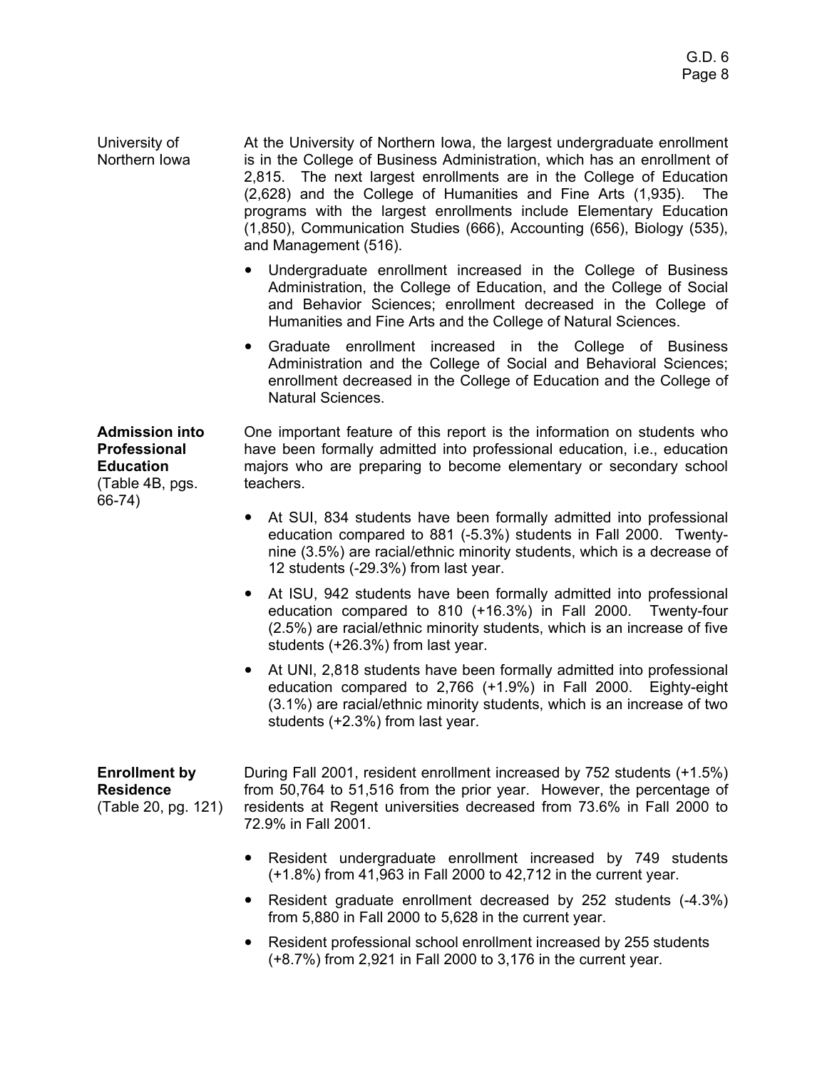**University of Northern Iowa**

At the University of Northern Iowa, the largest undergraduate enrollment is in the College of Business Administration, which has an enrollment of 2,815. The next largest enrollments are in the College of Education (2,628) and the College of Humanities and Fine Arts (1,935). The programs with the largest enrollments include Elementary Education (1,850), Communication Studies (666), Accounting (656), Biology (535), and Management (516).

- Undergraduate enrollment increased in the College of Business Administration, the College of Education, and the College of Social and Behavior Sciences; enrollment decreased in the College of Humanities and Fine Arts and the College of Natural Sciences.
- Graduate enrollment increased in the College of Business Administration and the College of Social and Behavioral Sciences; enrollment decreased in the College of Education and the College of Natural Sciences.

**Admission into Professional Education** (Table 4B, pgs. 66-74)

One important feature of this report is the information on students who have been formally admitted into professional education, i.e., education majors who are preparing to become elementary or secondary school teachers.

- At SUI, 834 students have been formally admitted into professional education compared to 881 (-5.3%) students in Fall 2000. Twenty-nine (3.5%) are racial/ethnic minority students, which is a decrease of 12 students (-29.3%) from last year.
- At ISU, 942 students have been formally admitted into professional education compared to 810 (+16.3%) in Fall 2000. Twenty-four (2.5%) are racial/ethnic minority students, which is an increase of five students (+26.3%) from last year.
- At UNI, 2,818 students have been formally admitted into professional education compared to 2,766 (+1.9%) in Fall 2000. Eighty-eight (3.1%) are racial/ethnic minority students, which is an increase of two students (+2.3%) from last year.

**Enrollment by Residence** (Table 20, pg. 121)

During Fall 2001, resident enrollment increased by 752 students (+1.5%) from 50,764 to 51,516 from the prior year. However, the percentage of residents at Regent universities decreased from 73.6% in Fall 2000 to 72.9% in Fall 2001.

- Resident undergraduate enrollment increased by 749 students (+1.8%) from 41,963 in Fall 2000 to 42,712 in the current year.
- Resident graduate enrollment decreased by 252 students (-4.3%) from 5,880 in Fall 2000 to 5,628 in the current year.
- Resident professional school enrollment increased by 255 students (+8.7%) from 2,921 in Fall 2000 to 3,176 in the current year.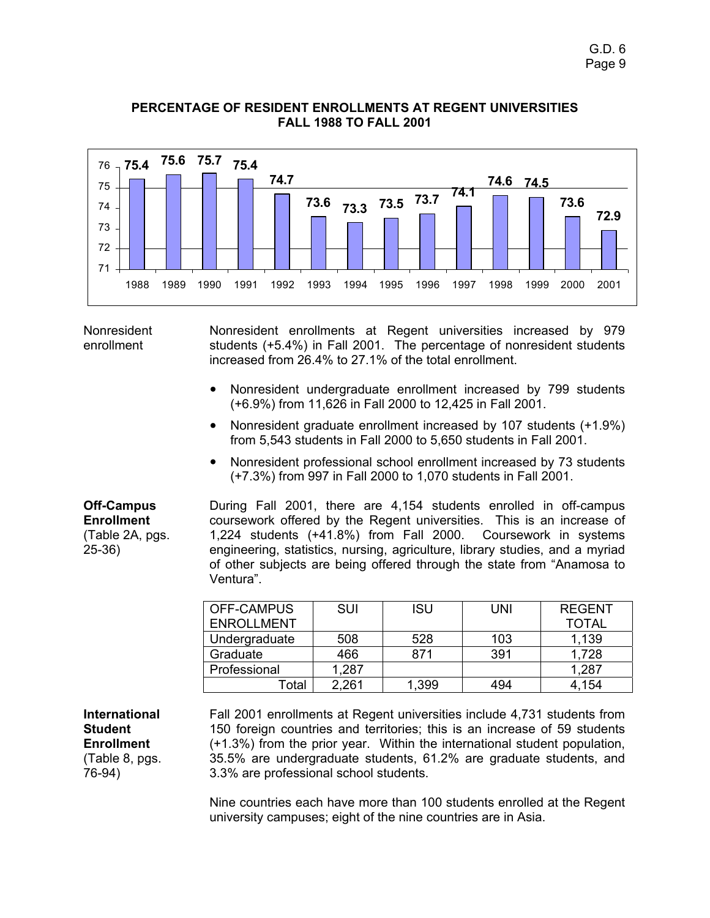## PERCENTAGE OF RESIDENT ENROLLMENTS AT REGENT UNIVERSITIES FALL 1988 TO FALL 2001

| Year | Percentage |
|---|---|
| 1988 | 75.4 |
| 1989 | 75.6 |
| 1990 | 75.7 |
| 1991 | 75.4 |
| 1992 | 74.7 |
| 1993 | 73.6 |
| 1994 | 73.3 |
| 1995 | 73.5 |
| 1996 | 73.7 |
| 1997 | 74.1 |
| 1998 | 74.6 |
| 1999 | 74.5 |
| 2000 | 73.6 |
| 2001 | 72.9 |

Nonresident enrollment

Nonresident enrollments at Regent universities increased by 979 students (+5.4%) in Fall 2001. The percentage of nonresident students increased from 26.4% to 27.1% of the total enrollment.

- Nonresident undergraduate enrollment increased by 799 students (+6.9%) from 11,626 in Fall 2000 to 12,425 in Fall 2001.
- Nonresident graduate enrollment increased by 107 students (+1.9%) from 5,543 students in Fall 2000 to 5,650 students in Fall 2001.
- Nonresident professional school enrollment increased by 73 students (+7.3%) from 997 in Fall 2000 to 1,070 students in Fall 2001.

**Off-Campus Enrollment**
(Table 2A, pgs. 25-36)

During Fall 2001, there are 4,154 students enrolled in off-campus coursework offered by the Regent universities. This is an increase of 1,224 students (+41.8%) from Fall 2000. Coursework in systems engineering, statistics, nursing, agriculture, library studies, and a myriad of other subjects are being offered through the state from "Anamosa to Ventura".

| OFF-CAMPUS ENROLLMENT | SUI | ISU | UNI | REGENT TOTAL |
|---|---|---|---|---|
| Undergraduate | 508 | 528 | 103 | 1,139 |
| Graduate | 466 | 871 | 391 | 1,728 |
| Professional | 1,287 | | | 1,287 |
| Total | 2,261 | 1,399 | 494 | 4,154 |

**International Student Enrollment**
(Table 8, pgs. 76-94)

Fall 2001 enrollments at Regent universities include 4,731 students from 150 foreign countries and territories; this is an increase of 59 students (+1.3%) from the prior year. Within the international student population, 35.5% are undergraduate students, 61.2% are graduate students, and 3.3% are professional school students.

Nine countries each have more than 100 students enrolled at the Regent university campuses; eight of the nine countries are in Asia.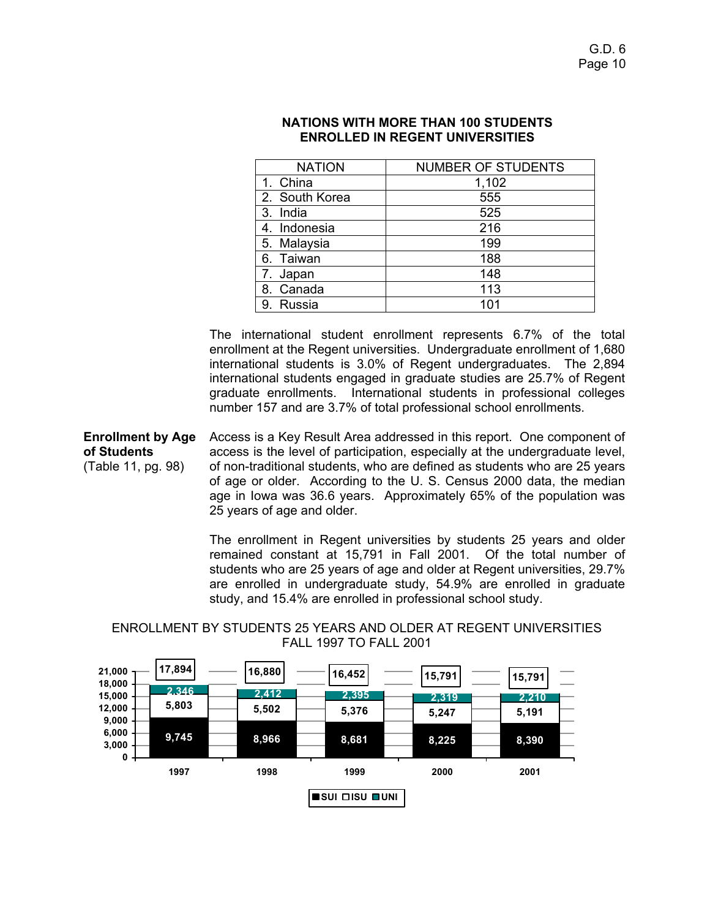## NATIONS WITH MORE THAN 100 STUDENTS ENROLLED IN REGENT UNIVERSITIES

| NATION | NUMBER OF STUDENTS |
|---|---|
| 1. China | 1,102 |
| 2. South Korea | 555 |
| 3. India | 525 |
| 4. Indonesia | 216 |
| 5. Malaysia | 199 |
| 6. Taiwan | 188 |
| 7. Japan | 148 |
| 8. Canada | 113 |
| 9. Russia | 101 |

The international student enrollment represents 6.7% of the total enrollment at the Regent universities. Undergraduate enrollment of 1,680 international students is 3.0% of Regent undergraduates. The 2,894 international students engaged in graduate studies are 25.7% of Regent graduate enrollments. International students in professional colleges number 157 and are 3.7% of total professional school enrollments.

**Enrollment by Age of Students**
(Table 11, pg. 98)

Access is a Key Result Area addressed in this report. One component of access is the level of participation, especially at the undergraduate level, of non-traditional students, who are defined as students who are 25 years of age or older. According to the U. S. Census 2000 data, the median age in Iowa was 36.6 years. Approximately 65% of the population was 25 years of age and older.

The enrollment in Regent universities by students 25 years and older remained constant at 15,791 in Fall 2001. Of the total number of students who are 25 years of age and older at Regent universities, 29.7% are enrolled in undergraduate study, 54.9% are enrolled in graduate study, and 15.4% are enrolled in professional school study.

ENROLLMENT BY STUDENTS 25 YEARS AND OLDER AT REGENT UNIVERSITIES
FALL 1997 TO FALL 2001

| Year | SUI | ISU | UNI | Total |
|---|---|---|---|---|
| 1997 | 9,745 | 5,803 | 2,346 | 17,894 |
| 1998 | 8,966 | 5,502 | 2,412 | 16,880 |
| 1999 | 8,681 | 5,376 | 2,395 | 16,452 |
| 2000 | 8,225 | 5,247 | 2,319 | 15,791 |
| 2001 | 8,390 | 5,191 | 2,210 | 15,791 |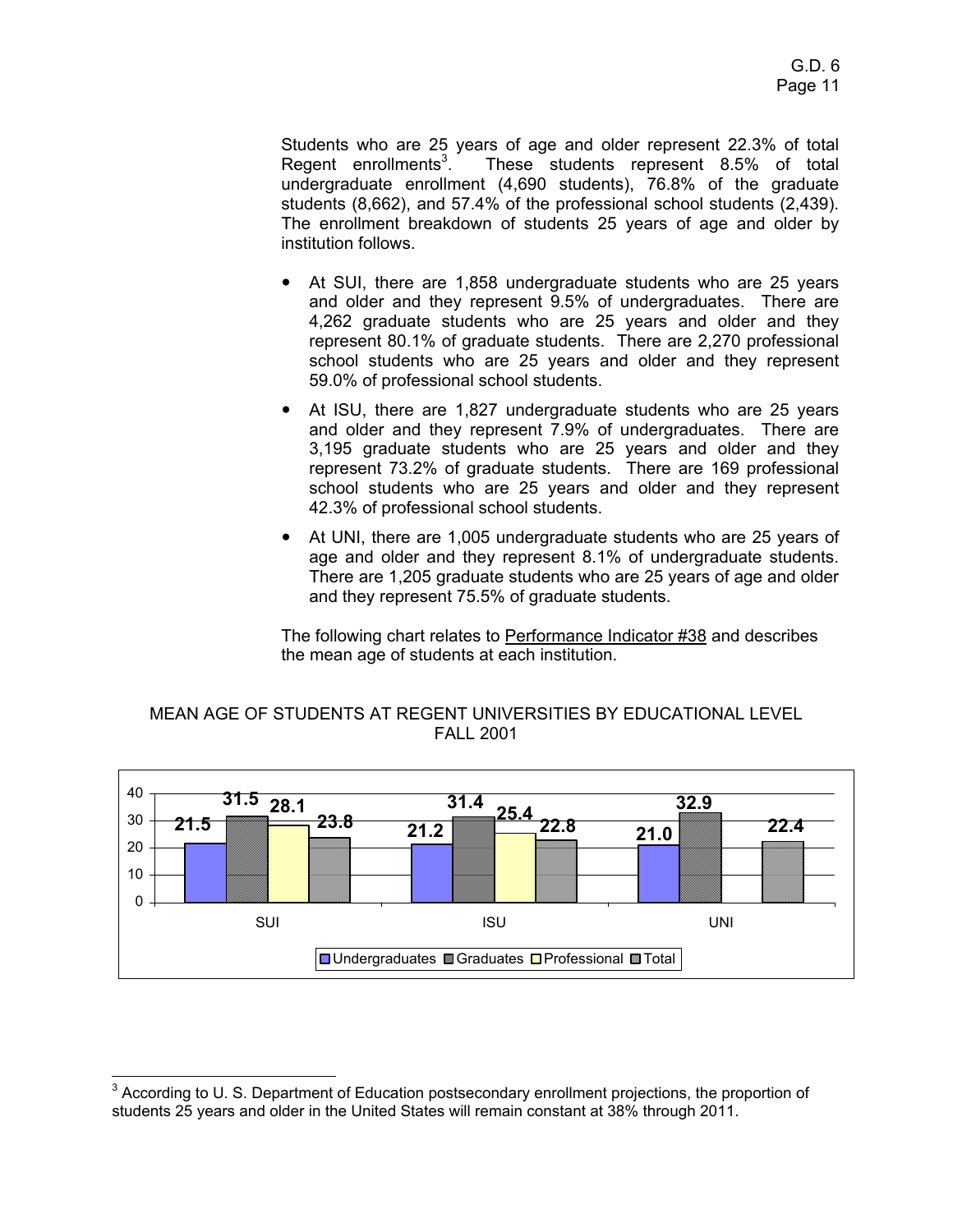Students who are 25 years of age and older represent 22.3% of total Regent enrollments[3]. These students represent 8.5% of total undergraduate enrollment (4,690 students), 76.8% of the graduate students (8,662), and 57.4% of the professional school students (2,439). The enrollment breakdown of students 25 years of age and older by institution follows.

- At SUI, there are 1,858 undergraduate students who are 25 years and older and they represent 9.5% of undergraduates. There are 4,262 graduate students who are 25 years and older and they represent 80.1% of graduate students. There are 2,270 professional school students who are 25 years and older and they represent 59.0% of professional school students.
- At ISU, there are 1,827 undergraduate students who are 25 years and older and they represent 7.9% of undergraduates. There are 3,195 graduate students who are 25 years and older and they represent 73.2% of graduate students. There are 169 professional school students who are 25 years and older and they represent 42.3% of professional school students.
- At UNI, there are 1,005 undergraduate students who are 25 years of age and older and they represent 8.1% of undergraduate students. There are 1,205 graduate students who are 25 years of age and older and they represent 75.5% of graduate students.

The following chart relates to Performance Indicator #38 and describes the mean age of students at each institution.

MEAN AGE OF STUDENTS AT REGENT UNIVERSITIES BY EDUCATIONAL LEVEL
FALL 2001

| | Undergraduates | Graduates | Professional | Total |
|---|---|---|---|---|
| SUI | 21.5 | 31.5 | 28.1 | 23.8 |
| ISU | 21.2 | 31.4 | 25.4 | 22.8 |
| UNI | 21.0 | 32.9 | | 22.4 |

[3] According to U. S. Department of Education postsecondary enrollment projections, the proportion of students 25 years and older in the United States will remain constant at 38% through 2011.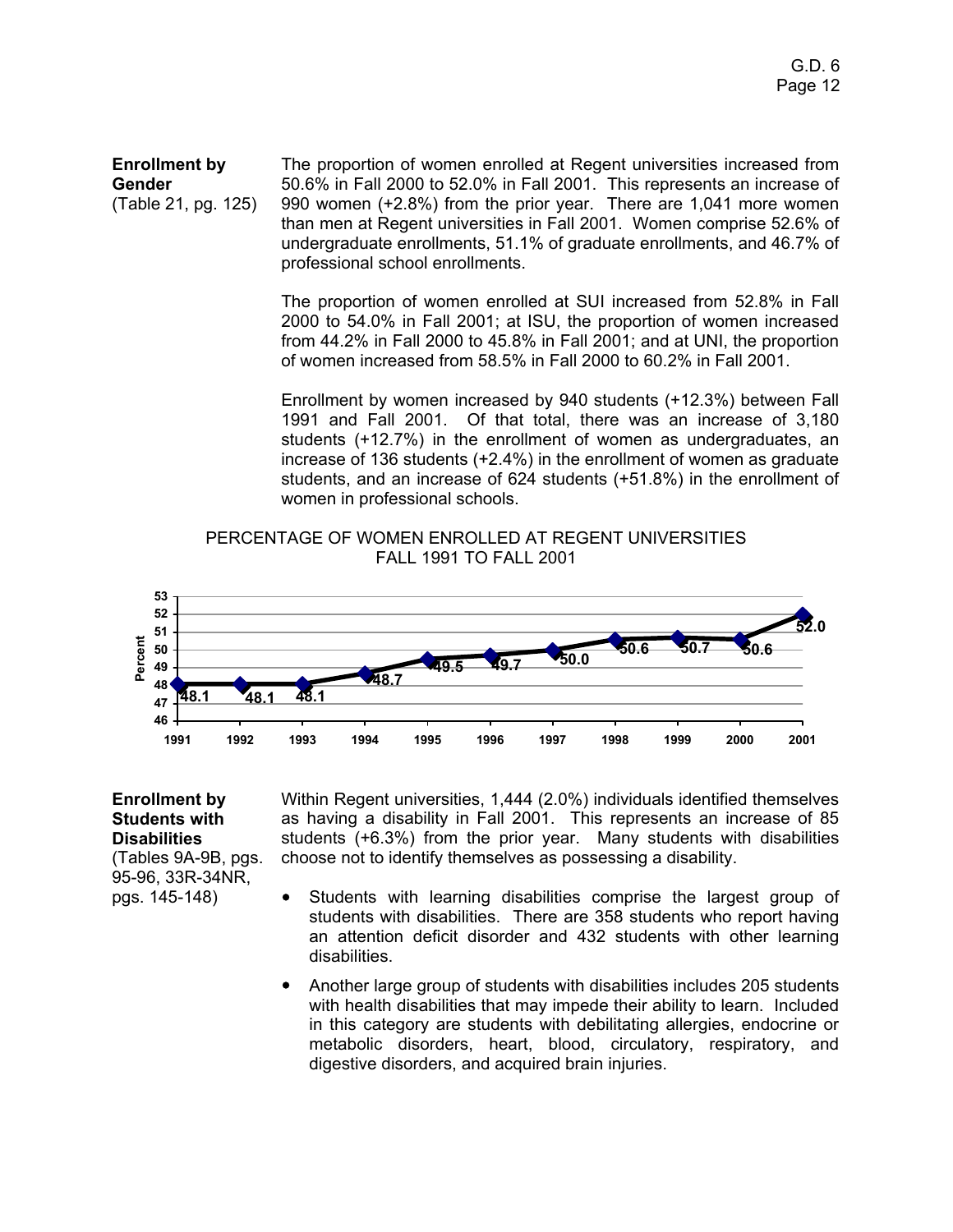### Enrollment by Gender
(Table 21, pg. 125)

The proportion of women enrolled at Regent universities increased from 50.6% in Fall 2000 to 52.0% in Fall 2001. This represents an increase of 990 women (+2.8%) from the prior year. There are 1,041 more women than men at Regent universities in Fall 2001. Women comprise 52.6% of undergraduate enrollments, 51.1% of graduate enrollments, and 46.7% of professional school enrollments.

The proportion of women enrolled at SUI increased from 52.8% in Fall 2000 to 54.0% in Fall 2001; at ISU, the proportion of women increased from 44.2% in Fall 2000 to 45.8% in Fall 2001; and at UNI, the proportion of women increased from 58.5% in Fall 2000 to 60.2% in Fall 2001.

Enrollment by women increased by 940 students (+12.3%) between Fall 1991 and Fall 2001. Of that total, there was an increase of 3,180 students (+12.7%) in the enrollment of women as undergraduates, an increase of 136 students (+2.4%) in the enrollment of women as graduate students, and an increase of 624 students (+51.8%) in the enrollment of women in professional schools.

PERCENTAGE OF WOMEN ENROLLED AT REGENT UNIVERSITIES
FALL 1991 TO FALL 2001

| Year | 1991 | 1992 | 1993 | 1994 | 1995 | 1996 | 1997 | 1998 | 1999 | 2000 | 2001 |
|---|---|---|---|---|---|---|---|---|---|---|---|
| Percent | 48.1 | 48.1 | 48.1 | 48.7 | 49.5 | 49.7 | 50.0 | 50.6 | 50.7 | 50.6 | 52.0 |

### Enrollment by Students with Disabilities
(Tables 9A-9B, pgs. 95-96, 33R-34NR, pgs. 145-148)

Within Regent universities, 1,444 (2.0%) individuals identified themselves as having a disability in Fall 2001. This represents an increase of 85 students (+6.3%) from the prior year. Many students with disabilities choose not to identify themselves as possessing a disability.

- Students with learning disabilities comprise the largest group of students with disabilities. There are 358 students who report having an attention deficit disorder and 432 students with other learning disabilities.
- Another large group of students with disabilities includes 205 students with health disabilities that may impede their ability to learn. Included in this category are students with debilitating allergies, endocrine or metabolic disorders, heart, blood, circulatory, respiratory, and digestive disorders, and acquired brain injuries.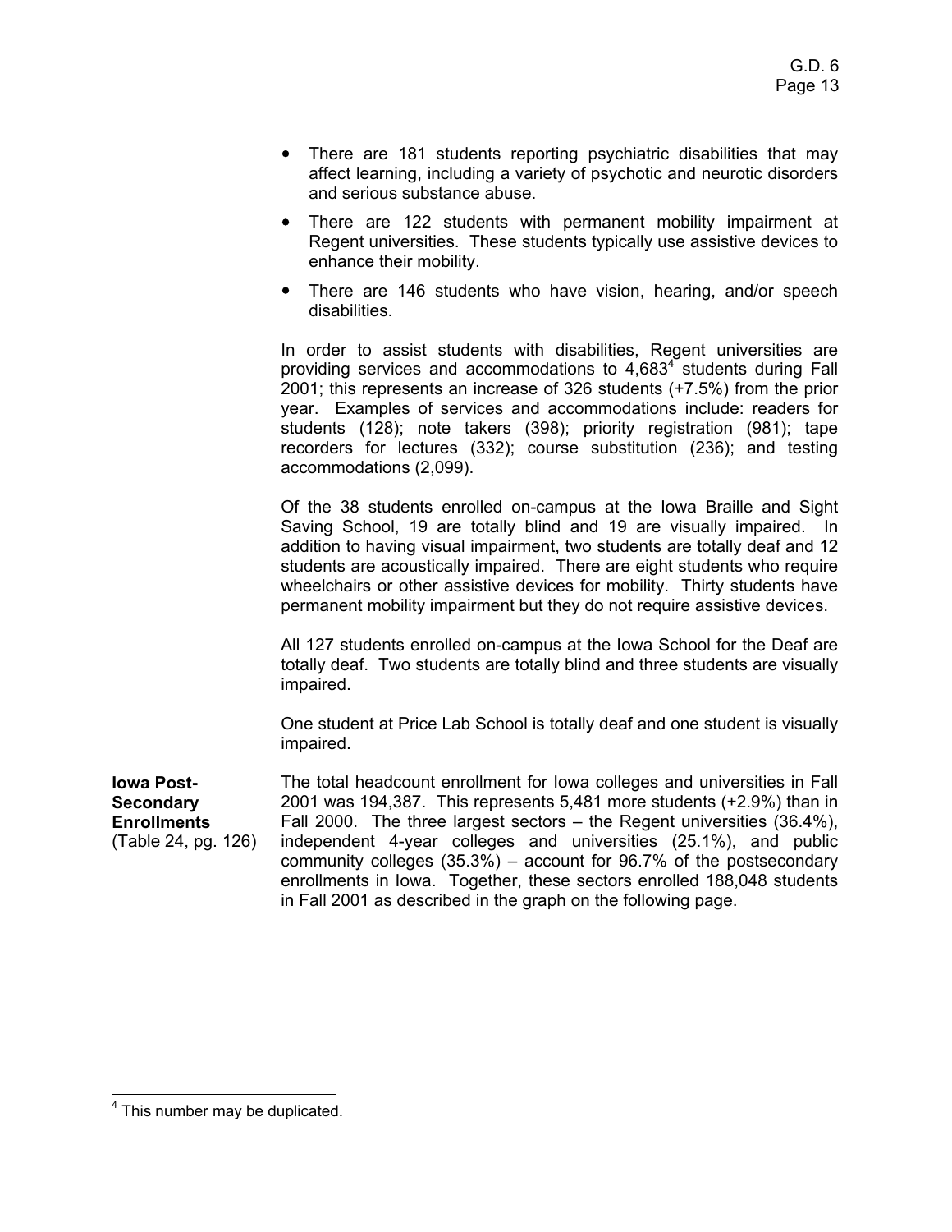- There are 181 students reporting psychiatric disabilities that may affect learning, including a variety of psychotic and neurotic disorders and serious substance abuse.
- There are 122 students with permanent mobility impairment at Regent universities. These students typically use assistive devices to enhance their mobility.
- There are 146 students who have vision, hearing, and/or speech disabilities.

In order to assist students with disabilities, Regent universities are providing services and accommodations to 4,683[4] students during Fall 2001; this represents an increase of 326 students (+7.5%) from the prior year. Examples of services and accommodations include: readers for students (128); note takers (398); priority registration (981); tape recorders for lectures (332); course substitution (236); and testing accommodations (2,099).

Of the 38 students enrolled on-campus at the Iowa Braille and Sight Saving School, 19 are totally blind and 19 are visually impaired. In addition to having visual impairment, two students are totally deaf and 12 students are acoustically impaired. There are eight students who require wheelchairs or other assistive devices for mobility. Thirty students have permanent mobility impairment but they do not require assistive devices.

All 127 students enrolled on-campus at the Iowa School for the Deaf are totally deaf. Two students are totally blind and three students are visually impaired.

One student at Price Lab School is totally deaf and one student is visually impaired.

**Iowa Post-Secondary Enrollments**
(Table 24, pg. 126)

The total headcount enrollment for Iowa colleges and universities in Fall 2001 was 194,387. This represents 5,481 more students (+2.9%) than in Fall 2000. The three largest sectors – the Regent universities (36.4%), independent 4-year colleges and universities (25.1%), and public community colleges (35.3%) – account for 96.7% of the postsecondary enrollments in Iowa. Together, these sectors enrolled 188,048 students in Fall 2001 as described in the graph on the following page.

[4] This number may be duplicated.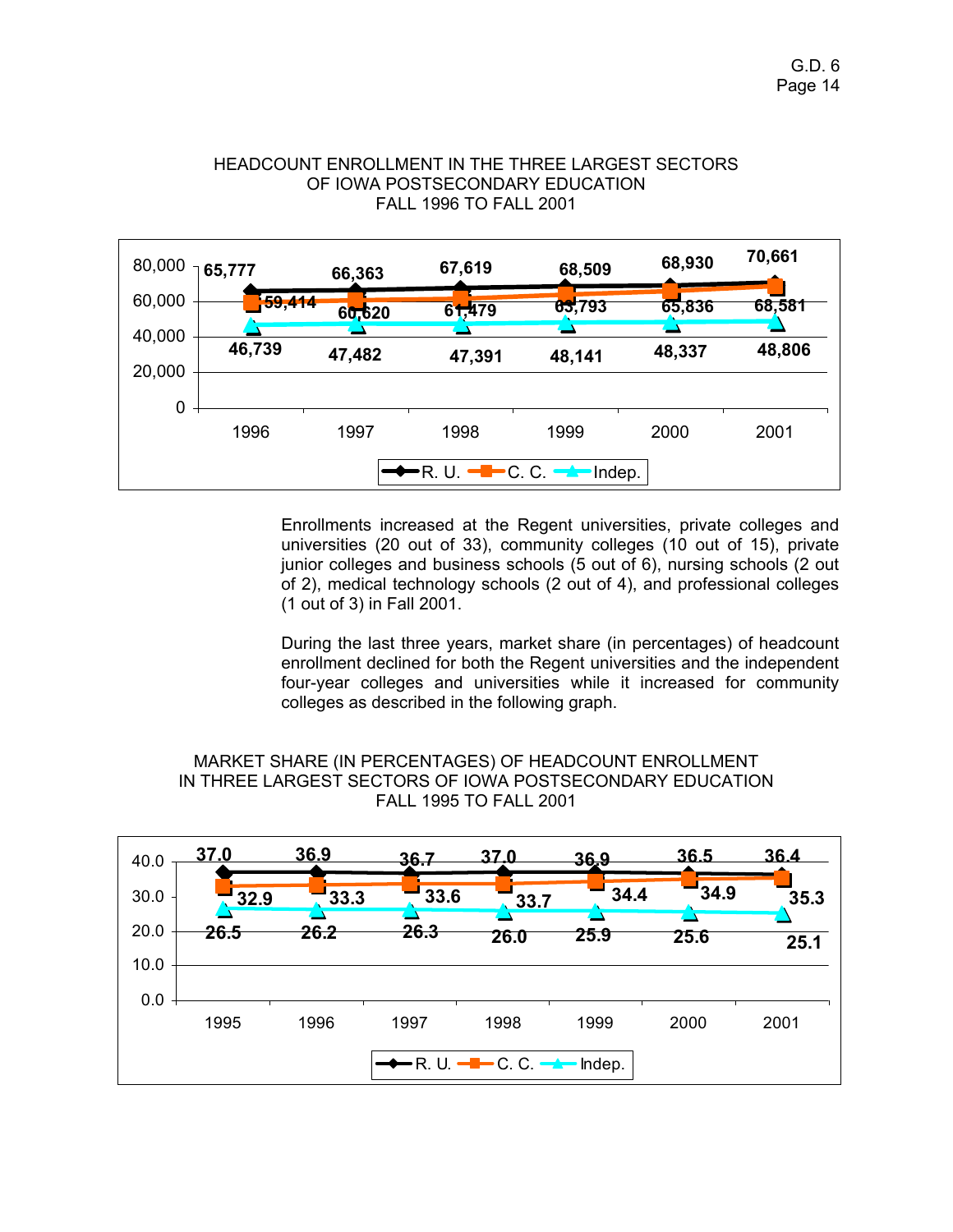HEADCOUNT ENROLLMENT IN THE THREE LARGEST SECTORS OF IOWA POSTSECONDARY EDUCATION FALL 1996 TO FALL 2001

| Sector | 1996 | 1997 | 1998 | 1999 | 2000 | 2001 |
|---|---|---|---|---|---|---|
| R. U. | 65,777 | 66,363 | 67,619 | 68,509 | 68,930 | 70,661 |
| C. C. | 59,414 | 60,620 | 61,479 | 63,793 | 65,836 | 68,581 |
| Indep. | 46,739 | 47,482 | 47,391 | 48,141 | 48,337 | 48,806 |

Enrollments increased at the Regent universities, private colleges and universities (20 out of 33), community colleges (10 out of 15), private junior colleges and business schools (5 out of 6), nursing schools (2 out of 2), medical technology schools (2 out of 4), and professional colleges (1 out of 3) in Fall 2001.

During the last three years, market share (in percentages) of headcount enrollment declined for both the Regent universities and the independent four-year colleges and universities while it increased for community colleges as described in the following graph.

MARKET SHARE (IN PERCENTAGES) OF HEADCOUNT ENROLLMENT IN THREE LARGEST SECTORS OF IOWA POSTSECONDARY EDUCATION FALL 1995 TO FALL 2001

| Sector | 1995 | 1996 | 1997 | 1998 | 1999 | 2000 | 2001 |
|---|---|---|---|---|---|---|---|
| R. U. | 37.0 | 36.9 | 36.7 | 37.0 | 36.9 | 36.5 | 36.4 |
| C. C. | 32.9 | 33.3 | 33.6 | 33.7 | 34.4 | 34.9 | 35.3 |
| Indep. | 26.5 | 26.2 | 26.3 | 26.0 | 25.9 | 25.6 | 25.1 |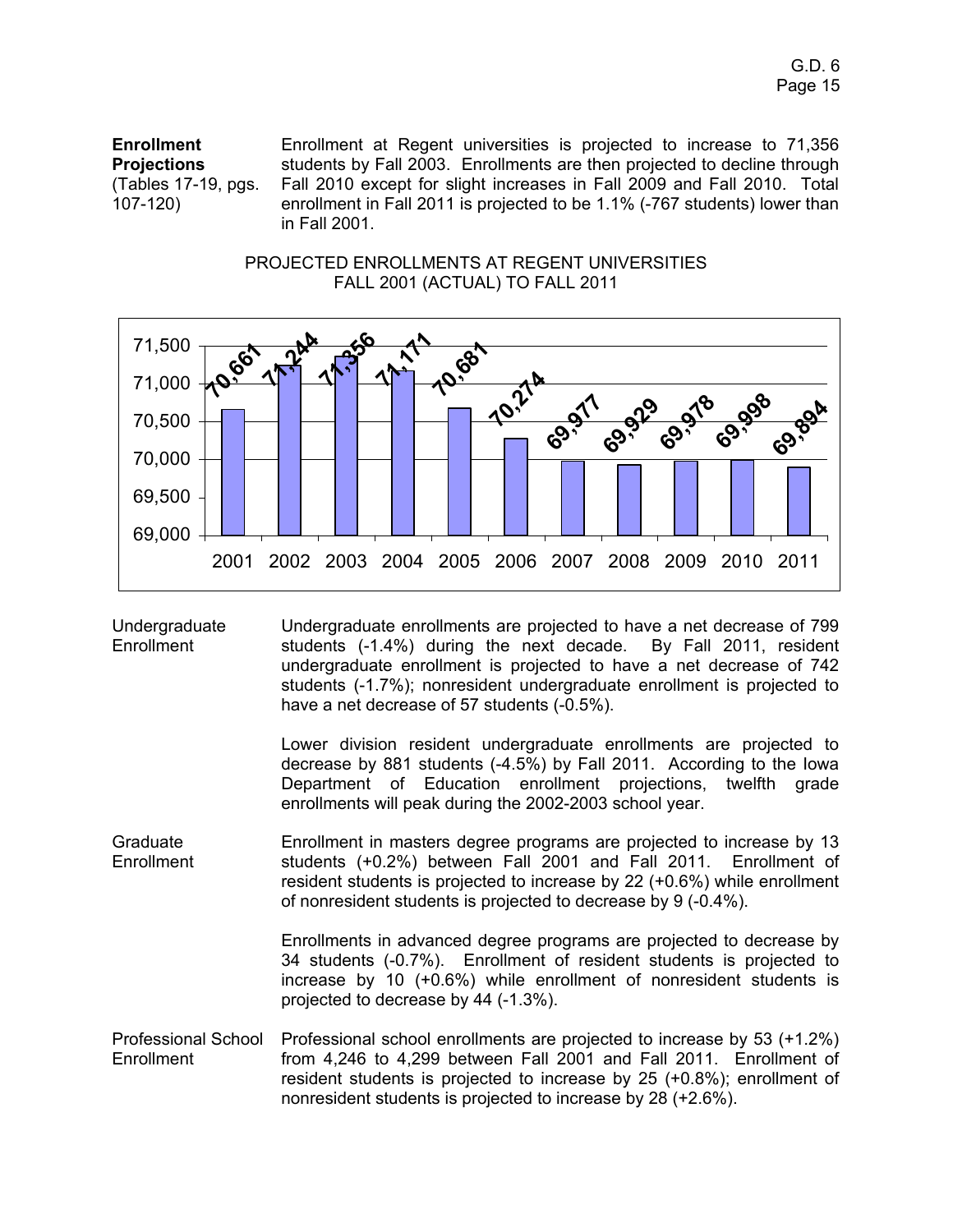**Enrollment Projections** (Tables 17-19, pgs. 107-120)

Enrollment at Regent universities is projected to increase to 71,356 students by Fall 2003. Enrollments are then projected to decline through Fall 2010 except for slight increases in Fall 2009 and Fall 2010. Total enrollment in Fall 2011 is projected to be 1.1% (-767 students) lower than in Fall 2001.

PROJECTED ENROLLMENTS AT REGENT UNIVERSITIES
FALL 2001 (ACTUAL) TO FALL 2011

| Year | Enrollment |
|---|---|
| 2001 | 70,661 |
| 2002 | 71,244 |
| 2003 | 71,356 |
| 2004 | 71,171 |
| 2005 | 70,681 |
| 2006 | 70,274 |
| 2007 | 69,977 |
| 2008 | 69,929 |
| 2009 | 69,978 |
| 2010 | 69,998 |
| 2011 | 69,894 |

Undergraduate Enrollment

Undergraduate enrollments are projected to have a net decrease of 799 students (-1.4%) during the next decade. By Fall 2011, resident undergraduate enrollment is projected to have a net decrease of 742 students (-1.7%); nonresident undergraduate enrollment is projected to have a net decrease of 57 students (-0.5%).

Lower division resident undergraduate enrollments are projected to decrease by 881 students (-4.5%) by Fall 2011. According to the Iowa Department of Education enrollment projections, twelfth grade enrollments will peak during the 2002-2003 school year.

Graduate Enrollment

Enrollment in masters degree programs are projected to increase by 13 students (+0.2%) between Fall 2001 and Fall 2011. Enrollment of resident students is projected to increase by 22 (+0.6%) while enrollment of nonresident students is projected to decrease by 9 (-0.4%).

Enrollments in advanced degree programs are projected to decrease by 34 students (-0.7%). Enrollment of resident students is projected to increase by 10 (+0.6%) while enrollment of nonresident students is projected to decrease by 44 (-1.3%).

Professional School Enrollment

Professional school enrollments are projected to increase by 53 (+1.2%) from 4,246 to 4,299 between Fall 2001 and Fall 2011. Enrollment of resident students is projected to increase by 25 (+0.8%); enrollment of nonresident students is projected to increase by 28 (+2.6%).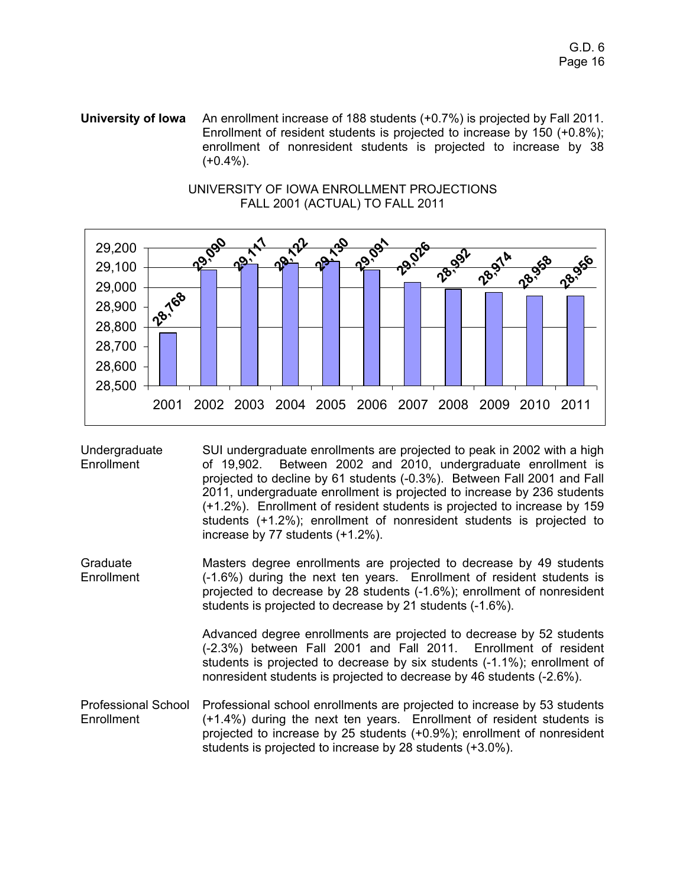**University of Iowa** An enrollment increase of 188 students (+0.7%) is projected by Fall 2011. Enrollment of resident students is projected to increase by 150 (+0.8%); enrollment of nonresident students is projected to increase by 38 (+0.4%).

UNIVERSITY OF IOWA ENROLLMENT PROJECTIONS
FALL 2001 (ACTUAL) TO FALL 2011

| Year | Enrollment |
|---|---|
| 2001 | 28,768 |
| 2002 | 29,090 |
| 2003 | 29,117 |
| 2004 | 29,122 |
| 2005 | 29,130 |
| 2006 | 29,091 |
| 2007 | 29,026 |
| 2008 | 28,992 |
| 2009 | 28,974 |
| 2010 | 28,958 |
| 2011 | 28,956 |

**Undergraduate Enrollment**

SUI undergraduate enrollments are projected to peak in 2002 with a high of 19,902. Between 2002 and 2010, undergraduate enrollment is projected to decline by 61 students (-0.3%). Between Fall 2001 and Fall 2011, undergraduate enrollment is projected to increase by 236 students (+1.2%). Enrollment of resident students is projected to increase by 159 students (+1.2%); enrollment of nonresident students is projected to increase by 77 students (+1.2%).

**Graduate Enrollment**

Masters degree enrollments are projected to decrease by 49 students (-1.6%) during the next ten years. Enrollment of resident students is projected to decrease by 28 students (-1.6%); enrollment of nonresident students is projected to decrease by 21 students (-1.6%).

Advanced degree enrollments are projected to decrease by 52 students (-2.3%) between Fall 2001 and Fall 2011. Enrollment of resident students is projected to decrease by six students (-1.1%); enrollment of nonresident students is projected to decrease by 46 students (-2.6%).

**Professional School Enrollment**

Professional school enrollments are projected to increase by 53 students (+1.4%) during the next ten years. Enrollment of resident students is projected to increase by 25 students (+0.9%); enrollment of nonresident students is projected to increase by 28 students (+3.0%).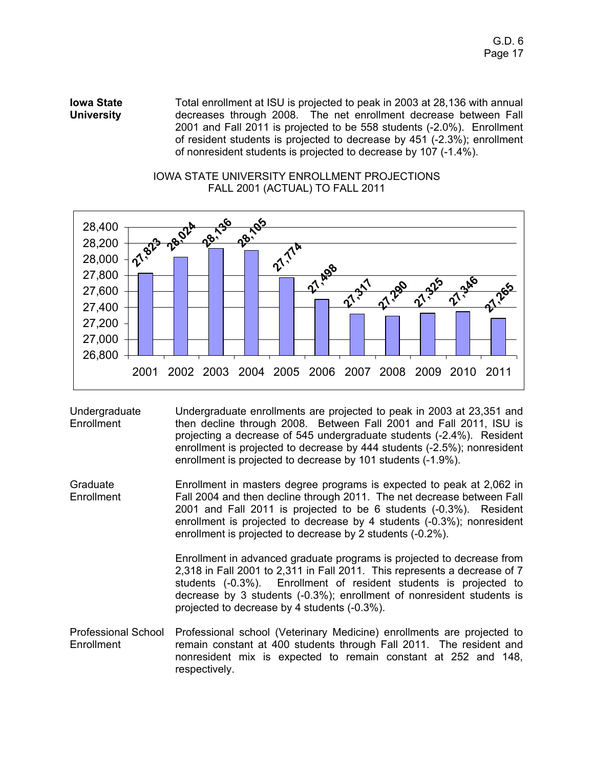**Iowa State University**

Total enrollment at ISU is projected to peak in 2003 at 28,136 with annual decreases through 2008. The net enrollment decrease between Fall 2001 and Fall 2011 is projected to be 558 students (-2.0%). Enrollment of resident students is projected to decrease by 451 (-2.3%); enrollment of nonresident students is projected to decrease by 107 (-1.4%).

IOWA STATE UNIVERSITY ENROLLMENT PROJECTIONS
FALL 2001 (ACTUAL) TO FALL 2011

| Year | Enrollment |
|---|---|
| 2001 | 27,823 |
| 2002 | 28,024 |
| 2003 | 28,136 |
| 2004 | 28,105 |
| 2005 | 27,774 |
| 2006 | 27,498 |
| 2007 | 27,317 |
| 2008 | 27,290 |
| 2009 | 27,325 |
| 2010 | 27,346 |
| 2011 | 27,265 |

**Undergraduate Enrollment**

Undergraduate enrollments are projected to peak in 2003 at 23,351 and then decline through 2008. Between Fall 2001 and Fall 2011, ISU is projecting a decrease of 545 undergraduate students (-2.4%). Resident enrollment is projected to decrease by 444 students (-2.5%); nonresident enrollment is projected to decrease by 101 students (-1.9%).

**Graduate Enrollment**

Enrollment in masters degree programs is expected to peak at 2,062 in Fall 2004 and then decline through 2011. The net decrease between Fall 2001 and Fall 2011 is projected to be 6 students (-0.3%). Resident enrollment is projected to decrease by 4 students (-0.3%); nonresident enrollment is projected to decrease by 2 students (-0.2%).

Enrollment in advanced graduate programs is projected to decrease from 2,318 in Fall 2001 to 2,311 in Fall 2011. This represents a decrease of 7 students (-0.3%). Enrollment of resident students is projected to decrease by 3 students (-0.3%); enrollment of nonresident students is projected to decrease by 4 students (-0.3%).

**Professional School Enrollment**

Professional school (Veterinary Medicine) enrollments are projected to remain constant at 400 students through Fall 2011. The resident and nonresident mix is expected to remain constant at 252 and 148, respectively.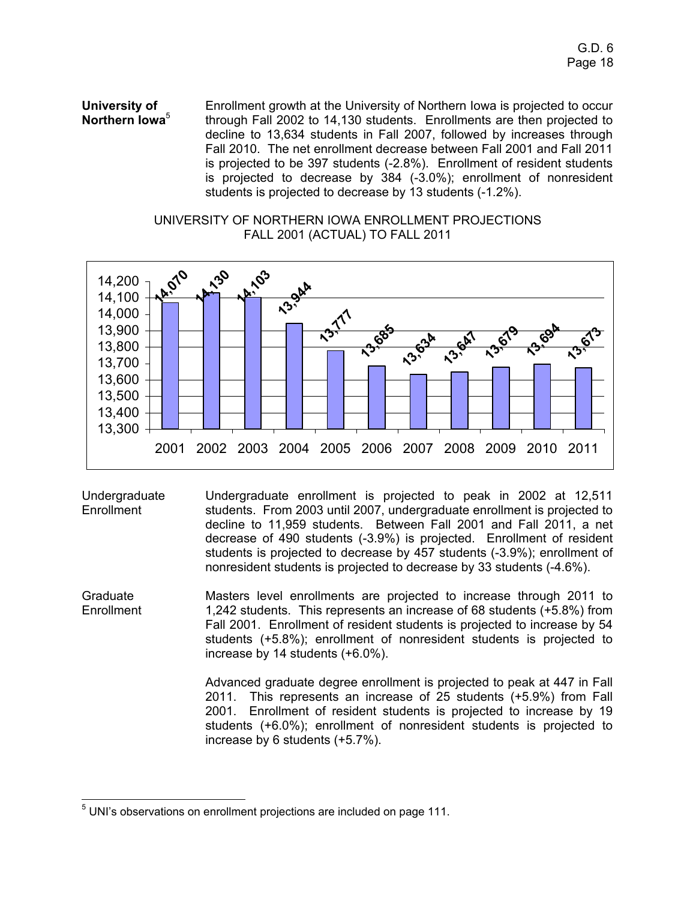**University of Northern Iowa**[5]

Enrollment growth at the University of Northern Iowa is projected to occur through Fall 2002 to 14,130 students. Enrollments are then projected to decline to 13,634 students in Fall 2007, followed by increases through Fall 2010. The net enrollment decrease between Fall 2001 and Fall 2011 is projected to be 397 students (-2.8%). Enrollment of resident students is projected to decrease by 384 (-3.0%); enrollment of nonresident students is projected to decrease by 13 students (-1.2%).

UNIVERSITY OF NORTHERN IOWA ENROLLMENT PROJECTIONS
FALL 2001 (ACTUAL) TO FALL 2011

| Year | Enrollment |
|---|---|
| 2001 | 14,070 |
| 2002 | 14,130 |
| 2003 | 14,103 |
| 2004 | 13,944 |
| 2005 | 13,777 |
| 2006 | 13,685 |
| 2007 | 13,634 |
| 2008 | 13,647 |
| 2009 | 13,679 |
| 2010 | 13,694 |
| 2011 | 13,673 |

**Undergraduate Enrollment**

Undergraduate enrollment is projected to peak in 2002 at 12,511 students. From 2003 until 2007, undergraduate enrollment is projected to decline to 11,959 students. Between Fall 2001 and Fall 2011, a net decrease of 490 students (-3.9%) is projected. Enrollment of resident students is projected to decrease by 457 students (-3.9%); enrollment of nonresident students is projected to decrease by 33 students (-4.6%).

**Graduate Enrollment**

Masters level enrollments are projected to increase through 2011 to 1,242 students. This represents an increase of 68 students (+5.8%) from Fall 2001. Enrollment of resident students is projected to increase by 54 students (+5.8%); enrollment of nonresident students is projected to increase by 14 students (+6.0%).

Advanced graduate degree enrollment is projected to peak at 447 in Fall 2011. This represents an increase of 25 students (+5.9%) from Fall 2001. Enrollment of resident students is projected to increase by 19 students (+6.0%); enrollment of nonresident students is projected to increase by 6 students (+5.7%).

---

[5] UNI's observations on enrollment projections are included on page 111.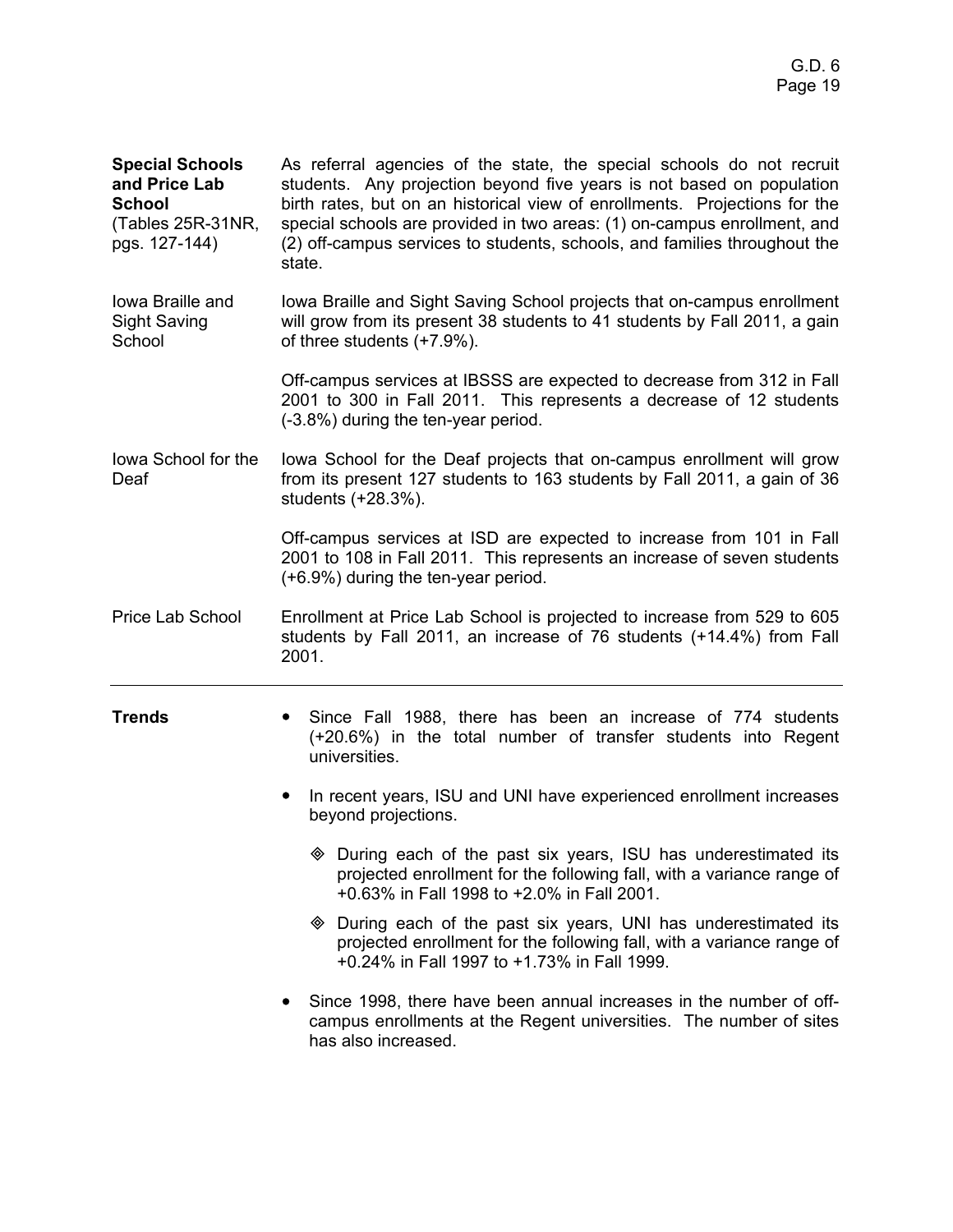**Special Schools and Price Lab School** (Tables 25R-31NR, pgs. 127-144)

As referral agencies of the state, the special schools do not recruit students. Any projection beyond five years is not based on population birth rates, but on an historical view of enrollments. Projections for the special schools are provided in two areas: (1) on-campus enrollment, and (2) off-campus services to students, schools, and families throughout the state.

Iowa Braille and Sight Saving School

Iowa Braille and Sight Saving School projects that on-campus enrollment will grow from its present 38 students to 41 students by Fall 2011, a gain of three students (+7.9%).

Off-campus services at IBSSS are expected to decrease from 312 in Fall 2001 to 300 in Fall 2011. This represents a decrease of 12 students (-3.8%) during the ten-year period.

Iowa School for the Deaf

Iowa School for the Deaf projects that on-campus enrollment will grow from its present 127 students to 163 students by Fall 2011, a gain of 36 students (+28.3%).

Off-campus services at ISD are expected to increase from 101 in Fall 2001 to 108 in Fall 2011. This represents an increase of seven students (+6.9%) during the ten-year period.

Price Lab School

Enrollment at Price Lab School is projected to increase from 529 to 605 students by Fall 2011, an increase of 76 students (+14.4%) from Fall 2001.

---

**Trends**

- Since Fall 1988, there has been an increase of 774 students (+20.6%) in the total number of transfer students into Regent universities.
- In recent years, ISU and UNI have experienced enrollment increases beyond projections.
  - During each of the past six years, ISU has underestimated its projected enrollment for the following fall, with a variance range of +0.63% in Fall 1998 to +2.0% in Fall 2001.
  - During each of the past six years, UNI has underestimated its projected enrollment for the following fall, with a variance range of +0.24% in Fall 1997 to +1.73% in Fall 1999.
- Since 1998, there have been annual increases in the number of off-campus enrollments at the Regent universities. The number of sites has also increased.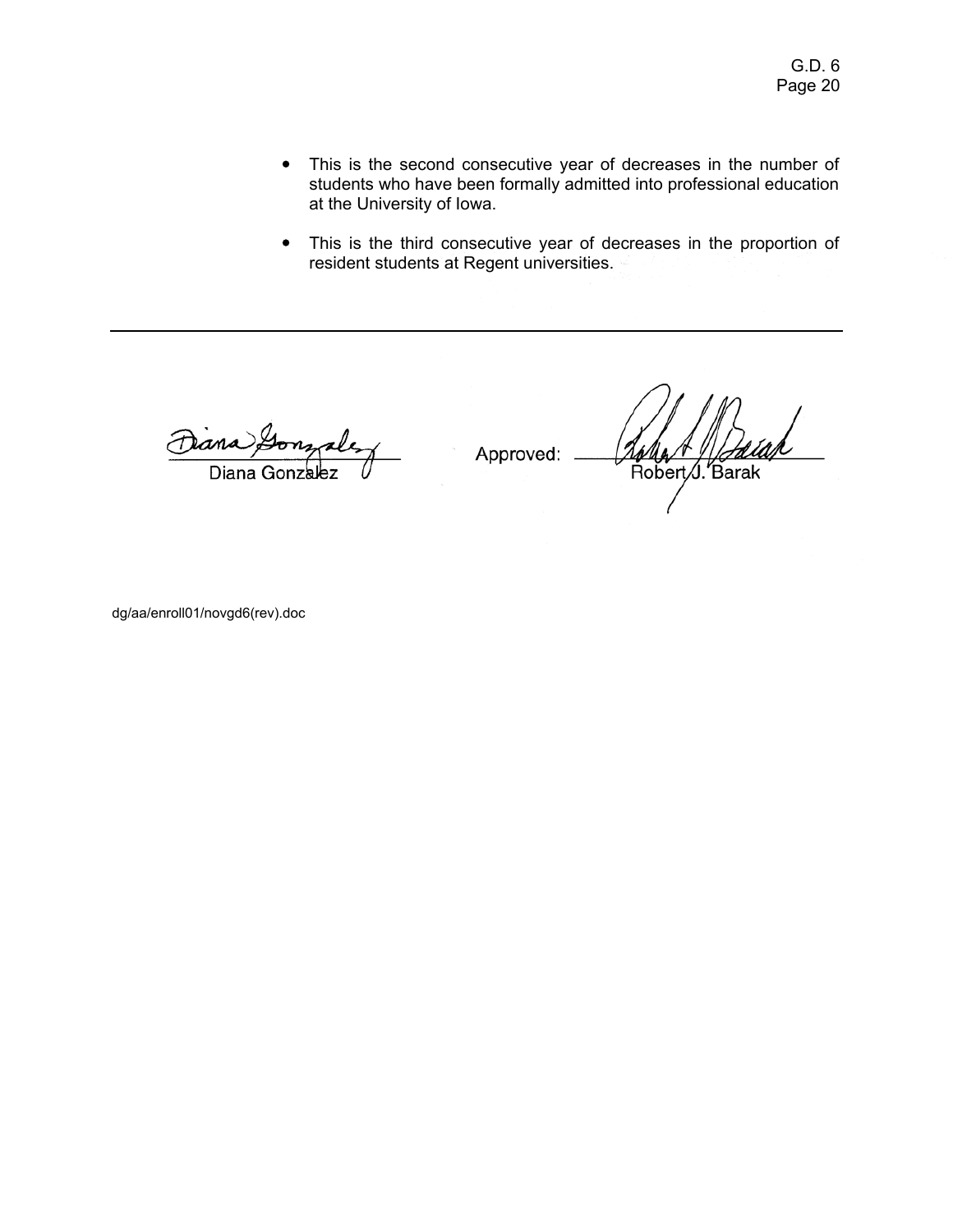- This is the second consecutive year of decreases in the number of students who have been formally admitted into professional education at the University of Iowa.

- This is the third consecutive year of decreases in the proportion of resident students at Regent universities.

---

Diana Gonzalez

Approved: Robert J. Barak

dg/aa/enroll01/novgd6(rev).doc